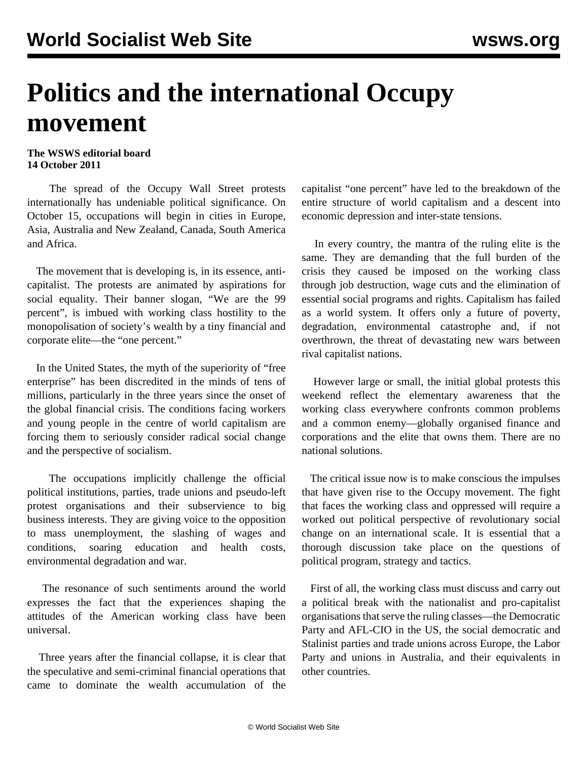# Politics and the international Occupy movement

**The WSWS editorial board**
**14 October 2011**

The spread of the Occupy Wall Street protests internationally has undeniable political significance. On October 15, occupations will begin in cities in Europe, Asia, Australia and New Zealand, Canada, South America and Africa.

The movement that is developing is, in its essence, anti-capitalist. The protests are animated by aspirations for social equality. Their banner slogan, "We are the 99 percent", is imbued with working class hostility to the monopolisation of society's wealth by a tiny financial and corporate elite—the "one percent."

In the United States, the myth of the superiority of "free enterprise" has been discredited in the minds of tens of millions, particularly in the three years since the onset of the global financial crisis. The conditions facing workers and young people in the centre of world capitalism are forcing them to seriously consider radical social change and the perspective of socialism.

The occupations implicitly challenge the official political institutions, parties, trade unions and pseudo-left protest organisations and their subservience to big business interests. They are giving voice to the opposition to mass unemployment, the slashing of wages and conditions, soaring education and health costs, environmental degradation and war.

The resonance of such sentiments around the world expresses the fact that the experiences shaping the attitudes of the American working class have been universal.

Three years after the financial collapse, it is clear that the speculative and semi-criminal financial operations that came to dominate the wealth accumulation of the capitalist "one percent" have led to the breakdown of the entire structure of world capitalism and a descent into economic depression and inter-state tensions.

In every country, the mantra of the ruling elite is the same. They are demanding that the full burden of the crisis they caused be imposed on the working class through job destruction, wage cuts and the elimination of essential social programs and rights. Capitalism has failed as a world system. It offers only a future of poverty, degradation, environmental catastrophe and, if not overthrown, the threat of devastating new wars between rival capitalist nations.

However large or small, the initial global protests this weekend reflect the elementary awareness that the working class everywhere confronts common problems and a common enemy—globally organised finance and corporations and the elite that owns them. There are no national solutions.

The critical issue now is to make conscious the impulses that have given rise to the Occupy movement. The fight that faces the working class and oppressed will require a worked out political perspective of revolutionary social change on an international scale. It is essential that a thorough discussion take place on the questions of political program, strategy and tactics.

First of all, the working class must discuss and carry out a political break with the nationalist and pro-capitalist organisations that serve the ruling classes—the Democratic Party and AFL-CIO in the US, the social democratic and Stalinist parties and trade unions across Europe, the Labor Party and unions in Australia, and their equivalents in other countries.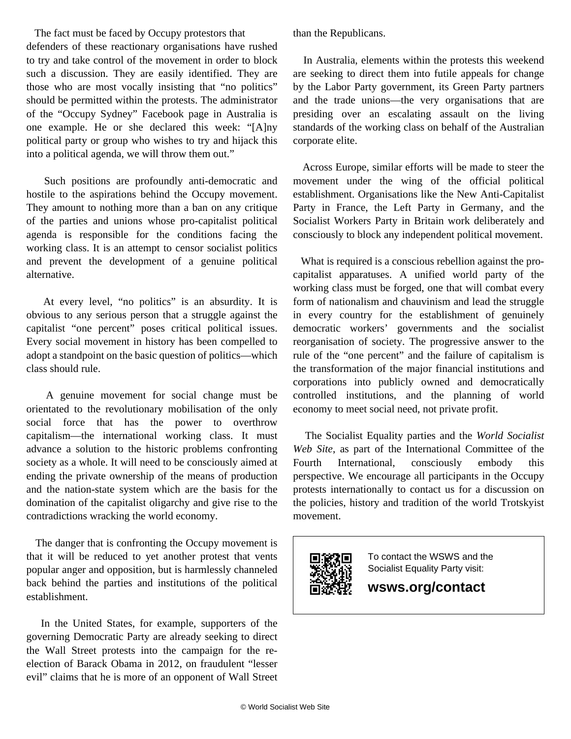The fact must be faced by Occupy protestors that defenders of these reactionary organisations have rushed to try and take control of the movement in order to block such a discussion. They are easily identified. They are those who are most vocally insisting that "no politics" should be permitted within the protests. The administrator of the "Occupy Sydney" Facebook page in Australia is one example. He or she declared this week: "[A]ny political party or group who wishes to try and hijack this into a political agenda, we will throw them out."

Such positions are profoundly anti-democratic and hostile to the aspirations behind the Occupy movement. They amount to nothing more than a ban on any critique of the parties and unions whose pro-capitalist political agenda is responsible for the conditions facing the working class. It is an attempt to censor socialist politics and prevent the development of a genuine political alternative.

At every level, "no politics" is an absurdity. It is obvious to any serious person that a struggle against the capitalist "one percent" poses critical political issues. Every social movement in history has been compelled to adopt a standpoint on the basic question of politics—which class should rule.

A genuine movement for social change must be orientated to the revolutionary mobilisation of the only social force that has the power to overthrow capitalism—the international working class. It must advance a solution to the historic problems confronting society as a whole. It will need to be consciously aimed at ending the private ownership of the means of production and the nation-state system which are the basis for the domination of the capitalist oligarchy and give rise to the contradictions wracking the world economy.

The danger that is confronting the Occupy movement is that it will be reduced to yet another protest that vents popular anger and opposition, but is harmlessly channeled back behind the parties and institutions of the political establishment.

In the United States, for example, supporters of the governing Democratic Party are already seeking to direct the Wall Street protests into the campaign for the re-election of Barack Obama in 2012, on fraudulent "lesser evil" claims that he is more of an opponent of Wall Street than the Republicans.

In Australia, elements within the protests this weekend are seeking to direct them into futile appeals for change by the Labor Party government, its Green Party partners and the trade unions—the very organisations that are presiding over an escalating assault on the living standards of the working class on behalf of the Australian corporate elite.

Across Europe, similar efforts will be made to steer the movement under the wing of the official political establishment. Organisations like the New Anti-Capitalist Party in France, the Left Party in Germany, and the Socialist Workers Party in Britain work deliberately and consciously to block any independent political movement.

What is required is a conscious rebellion against the pro-capitalist apparatuses. A unified world party of the working class must be forged, one that will combat every form of nationalism and chauvinism and lead the struggle in every country for the establishment of genuinely democratic workers' governments and the socialist reorganisation of society. The progressive answer to the rule of the "one percent" and the failure of capitalism is the transformation of the major financial institutions and corporations into publicly owned and democratically controlled institutions, and the planning of world economy to meet social need, not private profit.

The Socialist Equality parties and the *World Socialist Web Site*, as part of the International Committee of the Fourth International, consciously embody this perspective. We encourage all participants in the Occupy protests internationally to contact us for a discussion on the policies, history and tradition of the world Trotskyist movement.

To contact the WSWS and the Socialist Equality Party visit:

**wsws.org/contact**